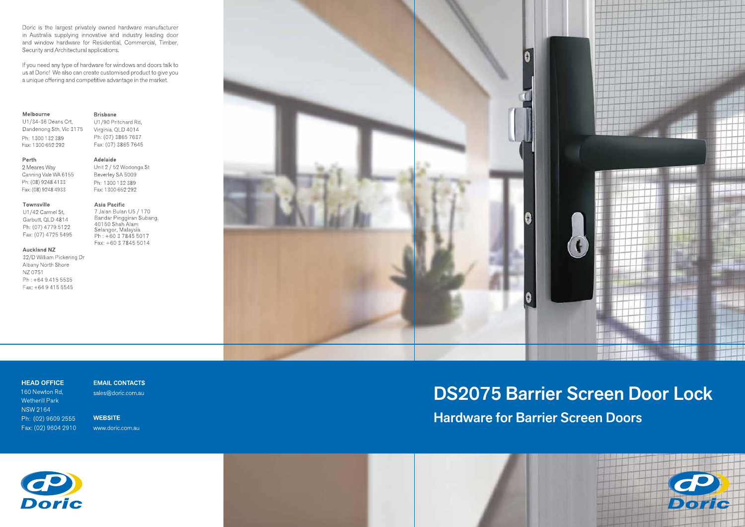# DS2075 Barrier Screen Door Lock

## Hardware for Barrier Screen Doors

Doric is the largest privately owned hardware manufacturer in Australia supplying innovative and industry leading door and window hardware for Residential, Commercial, Timber, Security and Architectural applications.

If you need any type of hardware for windows and doors talk to us at Doric! We also can create customised product to give you a unique offering and competitive advantage in the market.

**Melbourne**
U1/34-36 Deans Crt,
Dandenong Sth, Vic 3175
Ph: 1300 132 389
Fax: 1300 652 292

**Brisbane**
U1/90 Pritchard Rd,
Virginia, QLD 4014
Ph: (07) 3865 7637
Fax: (07) 3865 7645

**Perth**
2 Meares Way
Canning Vale WA 6155
Ph: (08) 9248 4133
Fax: (08) 9248 4933

**Adelaide**
Unit 2 / 52 Wodonga St
Beverley SA 5009
Ph: 1300 132 389
Fax: 1300 652 292

**Townsville**
U1/42 Carmel St,
Garbutt, QLD 4814
Ph: (07) 4779 5122
Fax: (07) 4725 5495

**Asia Pacific**
7 Jalan Bulan U5 / 170
Bandar Pinggiran Subang,
40150 Shah Alam
Selangor, Malaysia
Ph : +60 3 7845 5017
Fax: +60 3 7845 5014

**Auckland NZ**
32/D William Pickering Dr
Albany North Shore
NZ 0751
Ph : +64 9 415 5535
Fax: +64 9 415 5545

**HEAD OFFICE**
160 Newton Rd,
Wetherill Park
NSW 2164
Ph: (02) 9609 2555
Fax: (02) 9604 2910

**EMAIL CONTACTS**
sales@doric.com.au

**WEBSITE**
www.doric.com.au

Doric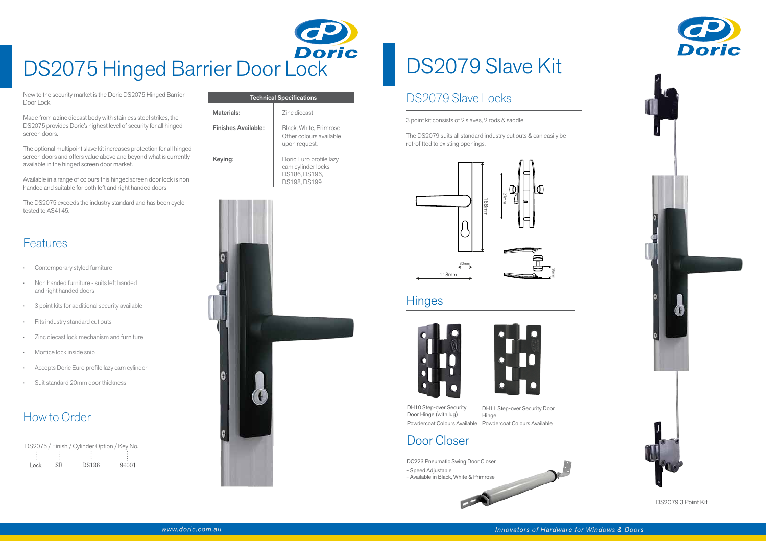# DS2075 Hinged Barrier Door Lock

New to the security market is the Doric DS2075 Hinged Barrier Door Lock.

Made from a zinc diecast body with stainless steel strikes, the DS2075 provides Doric's highest level of security for all hinged screen doors.

The optional multipoint slave kit increases protection for all hinged screen doors and offers value above and beyond what is currently available in the hinged screen door market.

Available in a range of colours this hinged screen door lock is non handed and suitable for both left and right handed doors.

The DS2075 exceeds the industry standard and has been cycle tested to AS4145.

| Technical Specifications | |
|---|---|
| **Materials:** | Zinc diecast |
| **Finishes Available:** | Black, White, Primrose Other colours available upon request. |
| **Keying:** | Doric Euro profile lazy cam cylinder locks DS186, DS196, DS198, DS199 |

## Features

- Contemporary styled furniture
- Non handed furniture - suits left handed and right handed doors
- 3 point kits for additional security available
- Fits industry standard cut outs
- Zinc diecast lock mechanism and furniture
- Mortice lock inside snib
- Accepts Doric Euro profile lazy cam cylinder
- Suit standard 20mm door thickness

## How to Order

DS2075 / Finish / Cylinder Option / Key No.

Lock SB DS186 96001

# DS2079 Slave Kit

## DS2079 Slave Locks

3 point kit consists of 2 slaves, 2 rods & saddle.

The DS2079 suits all standard industry cut outs & can easily be retrofitted to existing openings.

188mm
127mm
30mm
118mm
38mm

## Hinges

DH10 Step-over Security Door Hinge (with lug)
Powdercoat Colours Available

DH11 Step-over Security Door Hinge
Powdercoat Colours Available

## Door Closer

DC223 Pneumatic Swing Door Closer
- Speed Adjustable
- Available in Black, White & Primrose

DS2079 3 Point Kit

www.doric.com.au

*Innovators of Hardware for Windows & Doors*